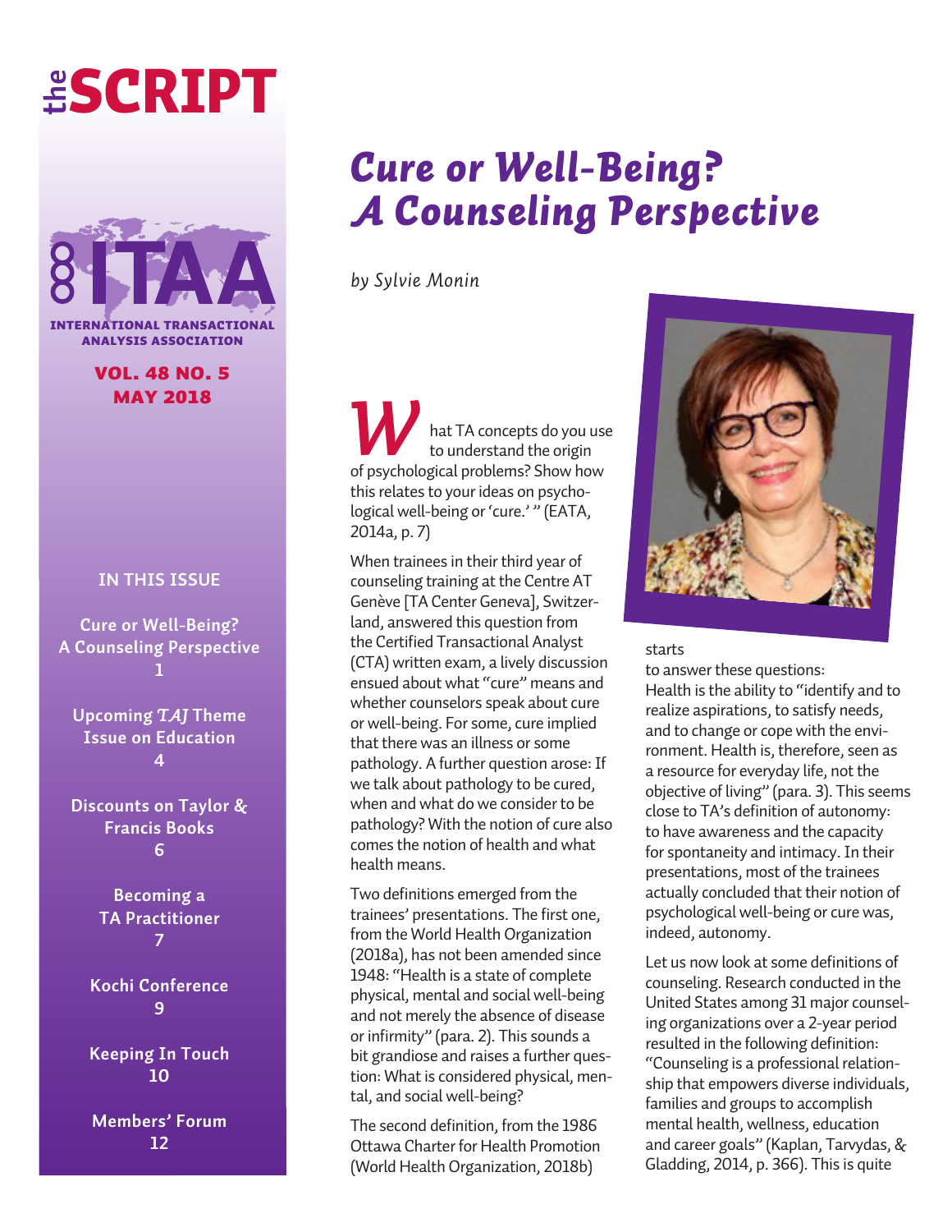# the SCRIPT

ITAA
INTERNATIONAL TRANSACTIONAL ANALYSIS ASSOCIATION

VOL. 48 NO. 5
MAY 2018

## IN THIS ISSUE

Cure or Well-Being? A Counseling Perspective 1

Upcoming *TAJ* Theme Issue on Education 4

Discounts on Taylor & Francis Books 6

Becoming a TA Practitioner 7

Kochi Conference 9

Keeping In Touch 10

Members' Forum 12

# *Cure or Well-Being? A Counseling Perspective*

*by Sylvie Monin*

"What TA concepts do you use to understand the origin of psychological problems? Show how this relates to your ideas on psychological well-being or 'cure.' " (EATA, 2014a, p. 7)

When trainees in their third year of counseling training at the Centre AT Genève [TA Center Geneva], Switzerland, answered this question from the Certified Transactional Analyst (CTA) written exam, a lively discussion ensued about what "cure" means and whether counselors speak about cure or well-being. For some, cure implied that there was an illness or some pathology. A further question arose: If we talk about pathology to be cured, when and what do we consider to be pathology? With the notion of cure also comes the notion of health and what health means.

Two definitions emerged from the trainees' presentations. The first one, from the World Health Organization (2018a), has not been amended since 1948: "Health is a state of complete physical, mental and social well-being and not merely the absence of disease or infirmity" (para. 2). This sounds a bit grandiose and raises a further question: What is considered physical, mental, and social well-being?

The second definition, from the 1986 Ottawa Charter for Health Promotion (World Health Organization, 2018b) starts to answer these questions: Health is the ability to "identify and to realize aspirations, to satisfy needs, and to change or cope with the environment. Health is, therefore, seen as a resource for everyday life, not the objective of living" (para. 3). This seems close to TA's definition of autonomy: to have awareness and the capacity for spontaneity and intimacy. In their presentations, most of the trainees actually concluded that their notion of psychological well-being or cure was, indeed, autonomy.

Let us now look at some definitions of counseling. Research conducted in the United States among 31 major counseling organizations over a 2-year period resulted in the following definition: "Counseling is a professional relationship that empowers diverse individuals, families and groups to accomplish mental health, wellness, education and career goals" (Kaplan, Tarvydas, & Gladding, 2014, p. 366). This is quite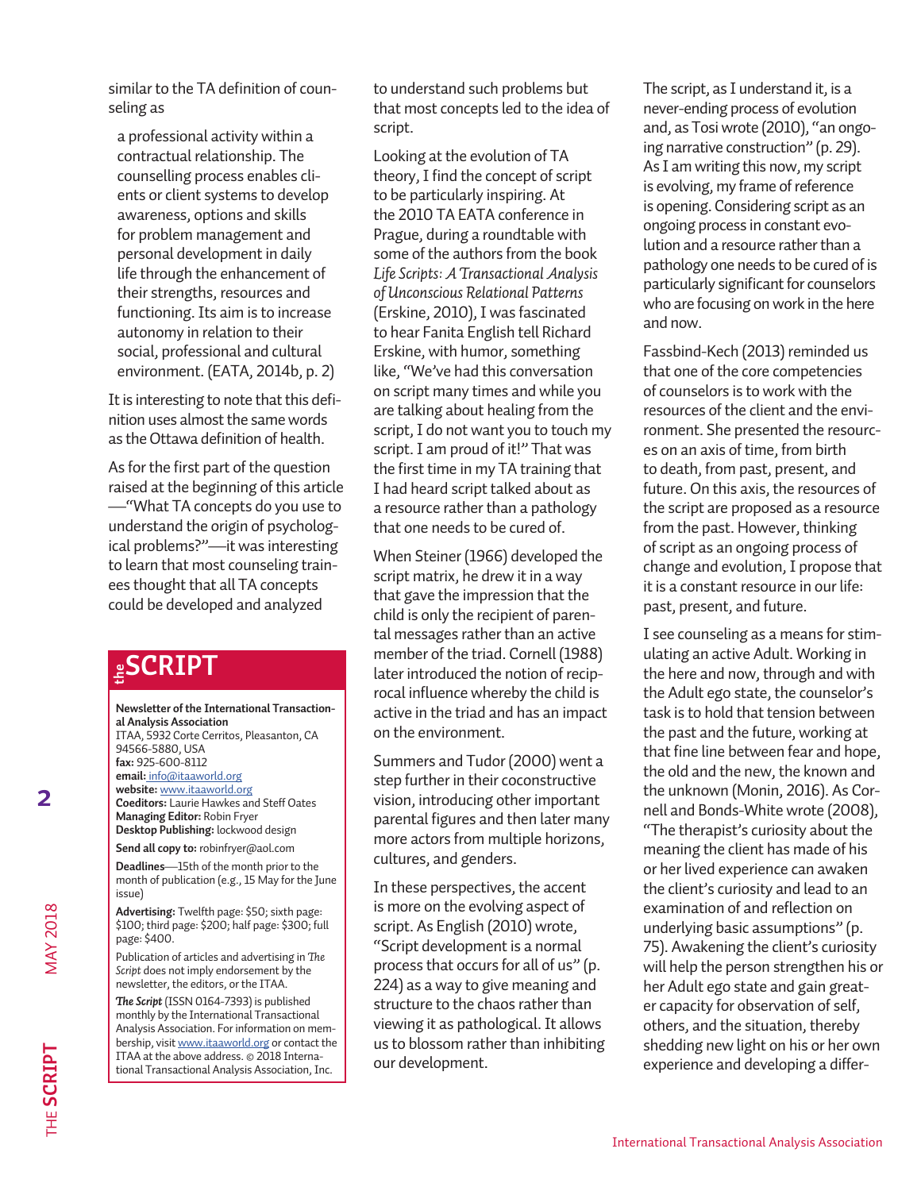similar to the TA definition of counseling as

> a professional activity within a contractual relationship. The counselling process enables clients or client systems to develop awareness, options and skills for problem management and personal development in daily life through the enhancement of their strengths, resources and functioning. Its aim is to increase autonomy in relation to their social, professional and cultural environment. (EATA, 2014b, p. 2)

It is interesting to note that this definition uses almost the same words as the Ottawa definition of health.

As for the first part of the question raised at the beginning of this article—"What TA concepts do you use to understand the origin of psychological problems?"—it was interesting to learn that most counseling trainees thought that all TA concepts could be developed and analyzed to understand such problems but that most concepts led to the idea of script.

Looking at the evolution of TA theory, I find the concept of script to be particularly inspiring. At the 2010 TA EATA conference in Prague, during a roundtable with some of the authors from the book *Life Scripts: A Transactional Analysis of Unconscious Relational Patterns* (Erskine, 2010), I was fascinated to hear Fanita English tell Richard Erskine, with humor, something like, "We've had this conversation on script many times and while you are talking about healing from the script, I do not want you to touch my script. I am proud of it!" That was the first time in my TA training that I had heard script talked about as a resource rather than a pathology that one needs to be cured of.

When Steiner (1966) developed the script matrix, he drew it in a way that gave the impression that the child is only the recipient of parental messages rather than an active member of the triad. Cornell (1988) later introduced the notion of reciprocal influence whereby the child is active in the triad and has an impact on the environment.

Summers and Tudor (2000) went a step further in their coconstructive vision, introducing other important parental figures and then later many more actors from multiple horizons, cultures, and genders.

In these perspectives, the accent is more on the evolving aspect of script. As English (2010) wrote, "Script development is a normal process that occurs for all of us" (p. 224) as a way to give meaning and structure to the chaos rather than viewing it as pathological. It allows us to blossom rather than inhibiting our development.

The script, as I understand it, is a never-ending process of evolution and, as Tosi wrote (2010), "an ongoing narrative construction" (p. 29). As I am writing this now, my script is evolving, my frame of reference is opening. Considering script as an ongoing process in constant evolution and a resource rather than a pathology one needs to be cured of is particularly significant for counselors who are focusing on work in the here and now.

Fassbind-Kech (2013) reminded us that one of the core competencies of counselors is to work with the resources of the client and the environment. She presented the resources on an axis of time, from birth to death, from past, present, and future. On this axis, the resources of the script are proposed as a resource from the past. However, thinking of script as an ongoing process of change and evolution, I propose that it is a constant resource in our life: past, present, and future.

I see counseling as a means for stimulating an active Adult. Working in the here and now, through and with the Adult ego state, the counselor's task is to hold that tension between the past and the future, working at that fine line between fear and hope, the old and the new, the known and the unknown (Monin, 2016). As Cornell and Bonds-White wrote (2008), "The therapist's curiosity about the meaning the client has made of his or her lived experience can awaken the client's curiosity and lead to an examination of and reflection on underlying basic assumptions" (p. 75). Awakening the client's curiosity will help the person strengthen his or her Adult ego state and gain greater capacity for observation of self, others, and the situation, thereby shedding new light on his or her own experience and developing a differ-

---

## the SCRIPT

**Newsletter of the International Transactional Analysis Association**
ITAA, 5932 Corte Cerritos, Pleasanton, CA 94566-5880, USA
**fax:** 925-600-8112
**email:** info@itaaworld.org
**website:** www.itaaworld.org
**Coeditors:** Laurie Hawkes and Steff Oates
**Managing Editor:** Robin Fryer
**Desktop Publishing:** lockwood design

**Send all copy to:** robinfryer@aol.com

**Deadlines**—15th of the month prior to the month of publication (e.g., 15 May for the June issue)

**Advertising:** Twelfth page: $50; sixth page: $100; third page: $200; half page: $300; full page: $400.

Publication of articles and advertising in *The Script* does not imply endorsement by the newsletter, the editors, or the ITAA.

***The Script*** (ISSN 0164-7393) is published monthly by the International Transactional Analysis Association. For information on membership, visit www.itaaworld.org or contact the ITAA at the above address. © 2018 International Transactional Analysis Association, Inc.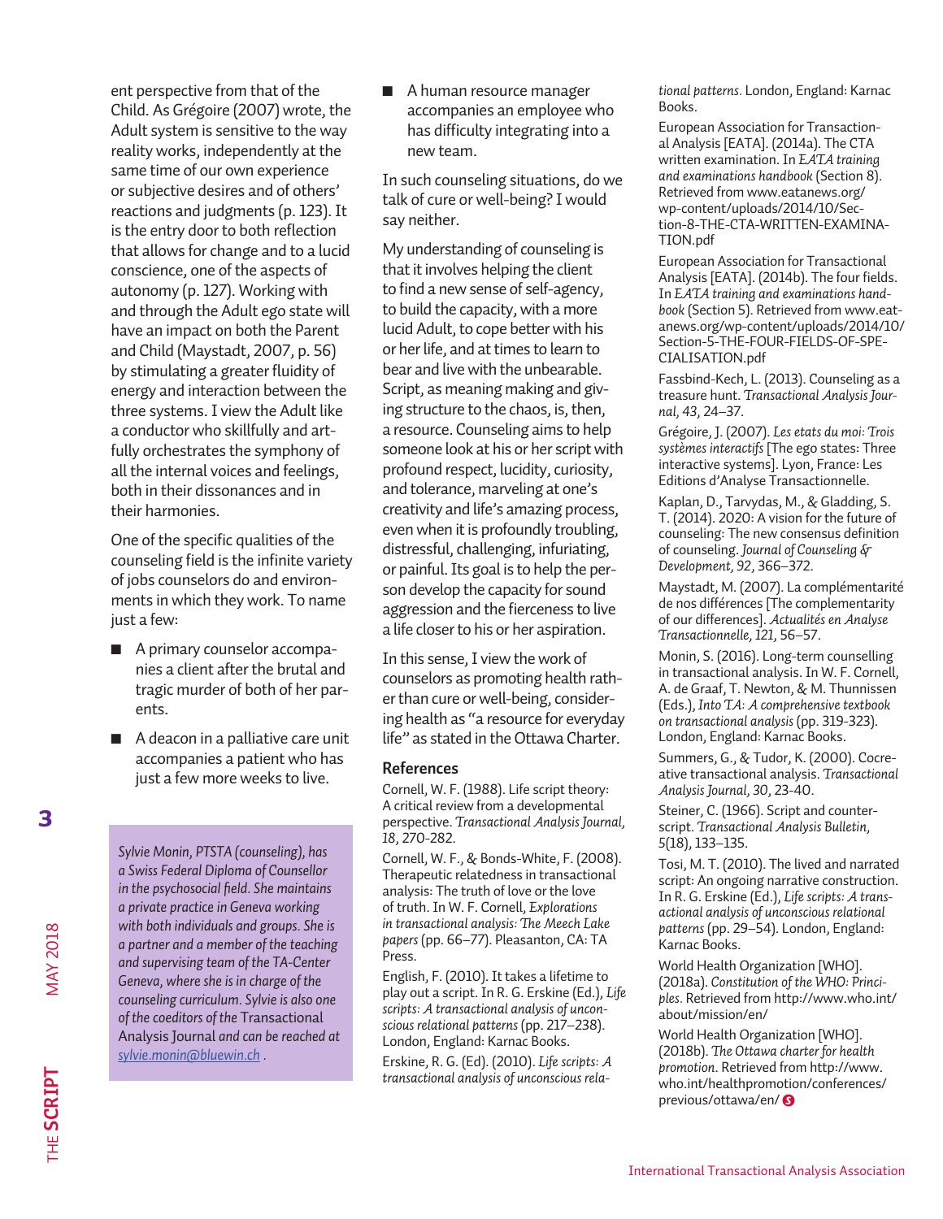ent perspective from that of the Child. As Grégoire (2007) wrote, the Adult system is sensitive to the way reality works, independently at the same time of our own experience or subjective desires and of others' reactions and judgments (p. 123). It is the entry door to both reflection that allows for change and to a lucid conscience, one of the aspects of autonomy (p. 127). Working with and through the Adult ego state will have an impact on both the Parent and Child (Maystadt, 2007, p. 56) by stimulating a greater fluidity of energy and interaction between the three systems. I view the Adult like a conductor who skillfully and artfully orchestrates the symphony of all the internal voices and feelings, both in their dissonances and in their harmonies.

One of the specific qualities of the counseling field is the infinite variety of jobs counselors do and environments in which they work. To name just a few:

- A primary counselor accompanies a client after the brutal and tragic murder of both of her parents.
- A deacon in a palliative care unit accompanies a patient who has just a few more weeks to live.
- A human resource manager accompanies an employee who has difficulty integrating into a new team.

In such counseling situations, do we talk of cure or well-being? I would say neither.

My understanding of counseling is that it involves helping the client to find a new sense of self-agency, to build the capacity, with a more lucid Adult, to cope better with his or her life, and at times to learn to bear and live with the unbearable. Script, as meaning making and giving structure to the chaos, is, then, a resource. Counseling aims to help someone look at his or her script with profound respect, lucidity, curiosity, and tolerance, marveling at one's creativity and life's amazing process, even when it is profoundly troubling, distressful, challenging, infuriating, or painful. Its goal is to help the person develop the capacity for sound aggression and the fierceness to live a life closer to his or her aspiration.

In this sense, I view the work of counselors as promoting health rather than cure or well-being, considering health as "a resource for everyday life" as stated in the Ottawa Charter.

*Sylvie Monin, PTSTA (counseling), has a Swiss Federal Diploma of Counsellor in the psychosocial field. She maintains a private practice in Geneva working with both individuals and groups. She is a partner and a member of the teaching and supervising team of the TA-Center Geneva, where she is in charge of the counseling curriculum. Sylvie is also one of the coeditors of the* Transactional Analysis Journal *and can be reached at* sylvie.monin@bluewin.ch .

## References

Cornell, W. F. (1988). Life script theory: A critical review from a developmental perspective. *Transactional Analysis Journal, 18*, 270-282.

Cornell, W. F., & Bonds-White, F. (2008). Therapeutic relatedness in transactional analysis: The truth of love or the love of truth. In W. F. Cornell, *Explorations in transactional analysis: The Meech Lake papers* (pp. 66–77). Pleasanton, CA: TA Press.

English, F. (2010). It takes a lifetime to play out a script. In R. G. Erskine (Ed.), *Life scripts: A transactional analysis of unconscious relational patterns* (pp. 217–238). London, England: Karnac Books.

Erskine, R. G. (Ed). (2010). *Life scripts: A transactional analysis of unconscious relational patterns*. London, England: Karnac Books.

European Association for Transactional Analysis [EATA]. (2014a). The CTA written examination. In *EATA training and examinations handbook* (Section 8). Retrieved from www.eatanews.org/wp-content/uploads/2014/10/Section-8-THE-CTA-WRITTEN-EXAMINATION.pdf

European Association for Transactional Analysis [EATA]. (2014b). The four fields. In *EATA training and examinations handbook* (Section 5). Retrieved from www.eatanews.org/wp-content/uploads/2014/10/Section-5-THE-FOUR-FIELDS-OF-SPECIALISATION.pdf

Fassbind-Kech, L. (2013). Counseling as a treasure hunt. *Transactional Analysis Journal, 43*, 24–37.

Grégoire, J. (2007). *Les etats du moi: Trois systèmes interactifs* [The ego states: Three interactive systems]. Lyon, France: Les Editions d'Analyse Transactionnelle.

Kaplan, D., Tarvydas, M., & Gladding, S. T. (2014). 2020: A vision for the future of counseling: The new consensus definition of counseling. *Journal of Counseling & Development, 92*, 366–372.

Maystadt, M. (2007). La complémentarité de nos différences [The complementarity of our differences]. *Actualités en Analyse Transactionnelle, 121*, 56–57.

Monin, S. (2016). Long-term counselling in transactional analysis. In W. F. Cornell, A. de Graaf, T. Newton, & M. Thunnissen (Eds.), *Into TA: A comprehensive textbook on transactional analysis* (pp. 319-323). London, England: Karnac Books.

Summers, G., & Tudor, K. (2000). Cocreative transactional analysis. *Transactional Analysis Journal, 30*, 23-40.

Steiner, C. (1966). Script and counterscript. *Transactional Analysis Bulletin*, 5(18), 133–135.

Tosi, M. T. (2010). The lived and narrated script: An ongoing narrative construction. In R. G. Erskine (Ed.), *Life scripts: A transactional analysis of unconscious relational patterns* (pp. 29–54). London, England: Karnac Books.

World Health Organization [WHO]. (2018a). *Constitution of the WHO: Principles.* Retrieved from http://www.who.int/about/mission/en/

World Health Organization [WHO]. (2018b). *The Ottawa charter for health promotion*. Retrieved from http://www.who.int/healthpromotion/conferences/previous/ottawa/en/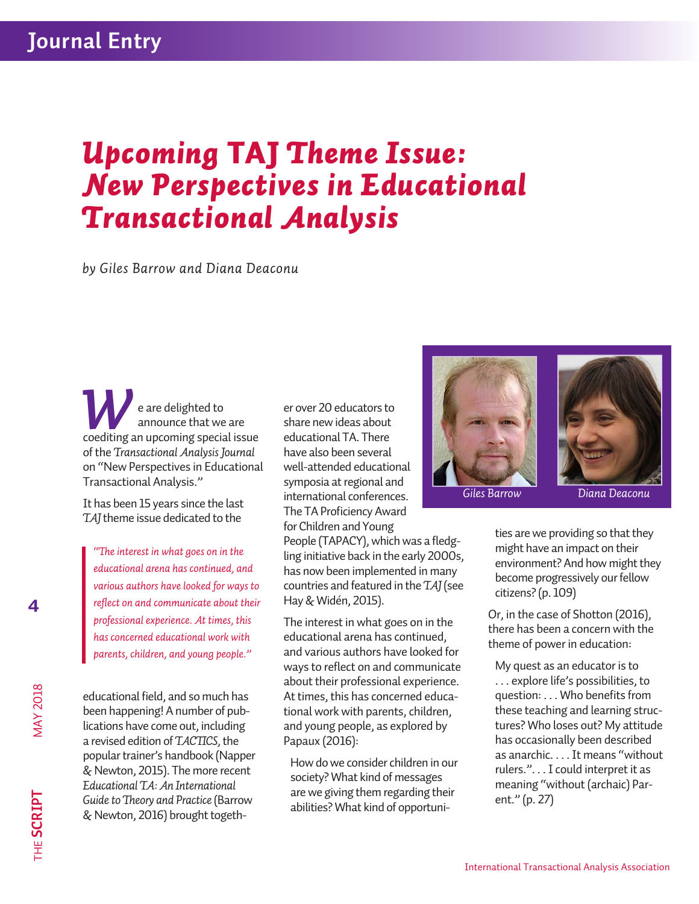# Upcoming TAJ Theme Issue: New Perspectives in Educational Transactional Analysis

*by Giles Barrow and Diana Deaconu*

We are delighted to announce that we are coediting an upcoming special issue of the *Transactional Analysis Journal* on "New Perspectives in Educational Transactional Analysis."

It has been 15 years since the last *TAJ* theme issue dedicated to the educational field, and so much has been happening! A number of publications have come out, including a revised edition of *TACTICS*, the popular trainer's handbook (Napper & Newton, 2015). The more recent *Educational TA: An International Guide to Theory and Practice* (Barrow & Newton, 2016) brought together over 20 educators to share new ideas about educational TA. There have also been several well-attended educational symposia at regional and international conferences. The TA Proficiency Award for Children and Young People (TAPACY), which was a fledgling initiative back in the early 2000s, has now been implemented in many countries and featured in the *TAJ* (see Hay & Widén, 2015).

> *"The interest in what goes on in the educational arena has continued, and various authors have looked for ways to reflect on and communicate about their professional experience. At times, this has concerned educational work with parents, children, and young people."*

The interest in what goes on in the educational arena has continued, and various authors have looked for ways to reflect on and communicate about their professional experience. At times, this has concerned educational work with parents, children, and young people, as explored by Papaux (2016):

> How do we consider children in our society? What kind of messages are we giving them regarding their abilities? What kind of opportunities are we providing so that they might have an impact on their environment? And how might they become progressively our fellow citizens? (p. 109)

Giles Barrow

Diana Deaconu

Or, in the case of Shotton (2016), there has been a concern with the theme of power in education:

> My quest as an educator is to . . . explore life's possibilities, to question: . . . Who benefits from these teaching and learning structures? Who loses out? My attitude has occasionally been described as anarchic. . . . It means "without rulers.". . . I could interpret it as meaning "without (archaic) Parent." (p. 27)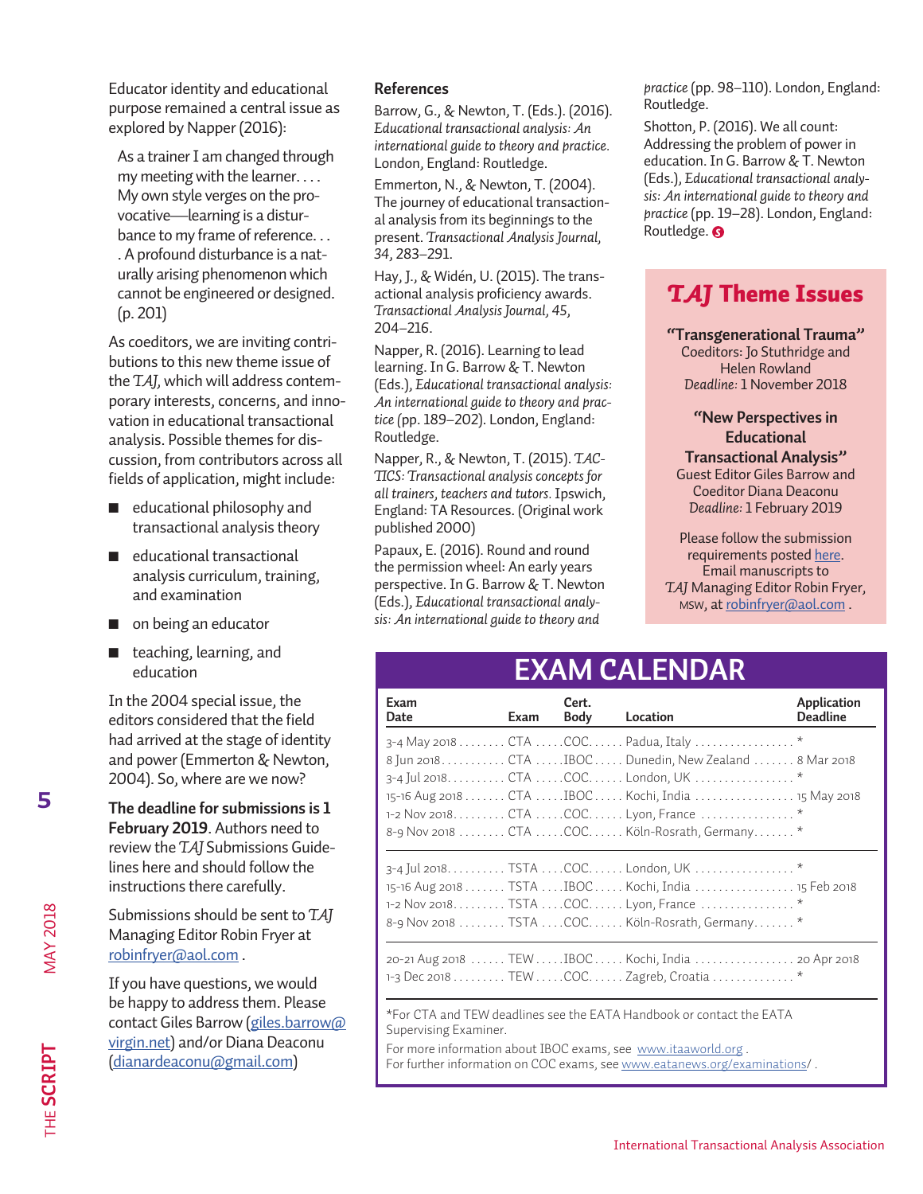Educator identity and educational purpose remained a central issue as explored by Napper (2016):

> As a trainer I am changed through my meeting with the learner. . . . My own style verges on the provocative—learning is a disturbance to my frame of reference. . . . A profound disturbance is a naturally arising phenomenon which cannot be engineered or designed. (p. 201)

As coeditors, we are inviting contributions to this new theme issue of the *TAJ,* which will address contemporary interests, concerns, and innovation in educational transactional analysis. Possible themes for discussion, from contributors across all fields of application, might include:

- educational philosophy and transactional analysis theory
- educational transactional analysis curriculum, training, and examination
- on being an educator
- teaching, learning, and education

In the 2004 special issue, the editors considered that the field had arrived at the stage of identity and power (Emmerton & Newton, 2004). So, where are we now?

**The deadline for submissions is 1 February 2019**. Authors need to review the *TAJ* Submissions Guidelines here and should follow the instructions there carefully.

Submissions should be sent to *TAJ* Managing Editor Robin Fryer at robinfryer@aol.com .

If you have questions, we would be happy to address them. Please contact Giles Barrow (giles.barrow@virgin.net) and/or Diana Deaconu (dianardeaconu@gmail.com)

## References

Barrow, G., & Newton, T. (Eds.). (2016). *Educational transactional analysis: An international guide to theory and practice.* London, England: Routledge.

Emmerton, N., & Newton, T. (2004). The journey of educational transactional analysis from its beginnings to the present. *Transactional Analysis Journal, 34,* 283–291.

Hay, J., & Widén, U. (2015). The transactional analysis proficiency awards. *Transactional Analysis Journal, 45,* 204–216.

Napper, R. (2016). Learning to lead learning. In G. Barrow & T. Newton (Eds.), *Educational transactional analysis: An international guide to theory and practice* (pp. 189–202). London, England: Routledge.

Napper, R., & Newton, T. (2015). *TACTICS: Transactional analysis concepts for all trainers, teachers and tutors.* Ipswich, England: TA Resources. (Original work published 2000)

Papaux, E. (2016). Round and round the permission wheel: An early years perspective. In G. Barrow & T. Newton (Eds.), *Educational transactional analysis: An international guide to theory and practice* (pp. 98–110). London, England: Routledge.

Shotton, P. (2016). We all count: Addressing the problem of power in education. In G. Barrow & T. Newton (Eds.), *Educational transactional analysis: An international guide to theory and practice* (pp. 19–28). London, England: Routledge.

## *TAJ* Theme Issues

**"Transgenerational Trauma"**
Coeditors: Jo Stuthridge and Helen Rowland
*Deadline:* 1 November 2018

**"New Perspectives in Educational Transactional Analysis"**
Guest Editor Giles Barrow and Coeditor Diana Deaconu
*Deadline:* 1 February 2019

Please follow the submission requirements posted here.
Email manuscripts to *TAJ* Managing Editor Robin Fryer, MSW, at robinfryer@aol.com .

## EXAM CALENDAR

| Exam Date | Exam | Cert. Body | Location | Application Deadline |
|---|---|---|---|---|
| 3-4 May 2018 | CTA | COC | Padua, Italy | * |
| 8 Jun 2018 | CTA | IBOC | Dunedin, New Zealand | 8 Mar 2018 |
| 3-4 Jul 2018 | CTA | COC | London, UK | * |
| 15-16 Aug 2018 | CTA | IBOC | Kochi, India | 15 May 2018 |
| 1-2 Nov 2018 | CTA | COC | Lyon, France | * |
| 8-9 Nov 2018 | CTA | COC | Köln-Rosrath, Germany | * |
| 3-4 Jul 2018 | TSTA | COC | London, UK | * |
| 15-16 Aug 2018 | TSTA | IBOC | Kochi, India | 15 Feb 2018 |
| 1-2 Nov 2018 | TSTA | COC | Lyon, France | * |
| 8-9 Nov 2018 | TSTA | COC | Köln-Rosrath, Germany | * |
| 20-21 Aug 2018 | TEW | IBOC | Kochi, India | 20 Apr 2018 |
| 1-3 Dec 2018 | TEW | COC | Zagreb, Croatia | * |

*For CTA and TEW deadlines see the EATA Handbook or contact the EATA Supervising Examiner.

For more information about IBOC exams, see www.itaaworld.org .
For further information on COC exams, see www.eatanews.org/examinations/ .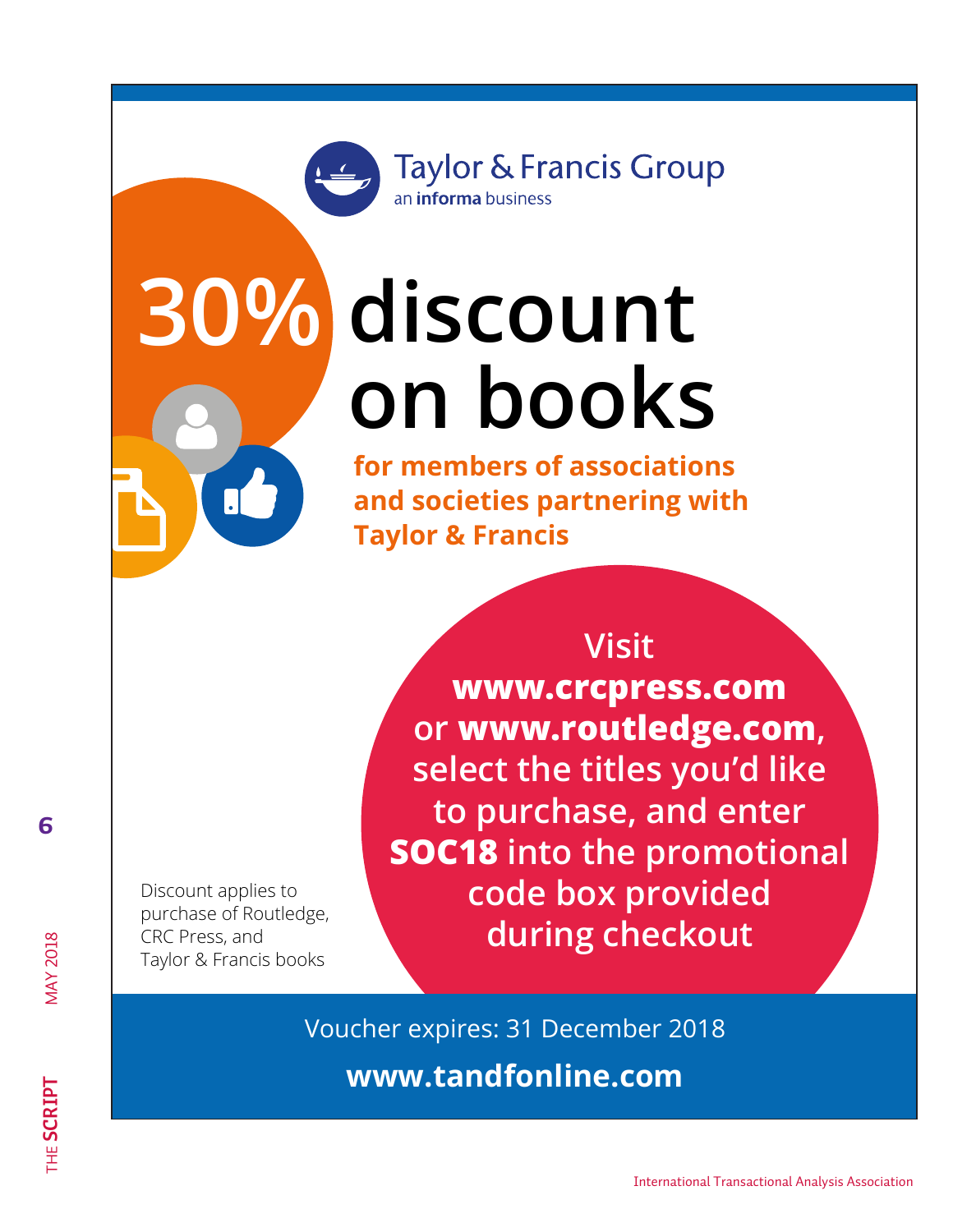Taylor & Francis Group
an **informa** business

# 30% discount on books

**for members of associations and societies partnering with Taylor & Francis**

Visit **www.crcpress.com** or **www.routledge.com**, select the titles you'd like to purchase, and enter **SOC18** into the promotional code box provided during checkout

Discount applies to purchase of Routledge, CRC Press, and Taylor & Francis books

Voucher expires: 31 December 2018

**www.tandfonline.com**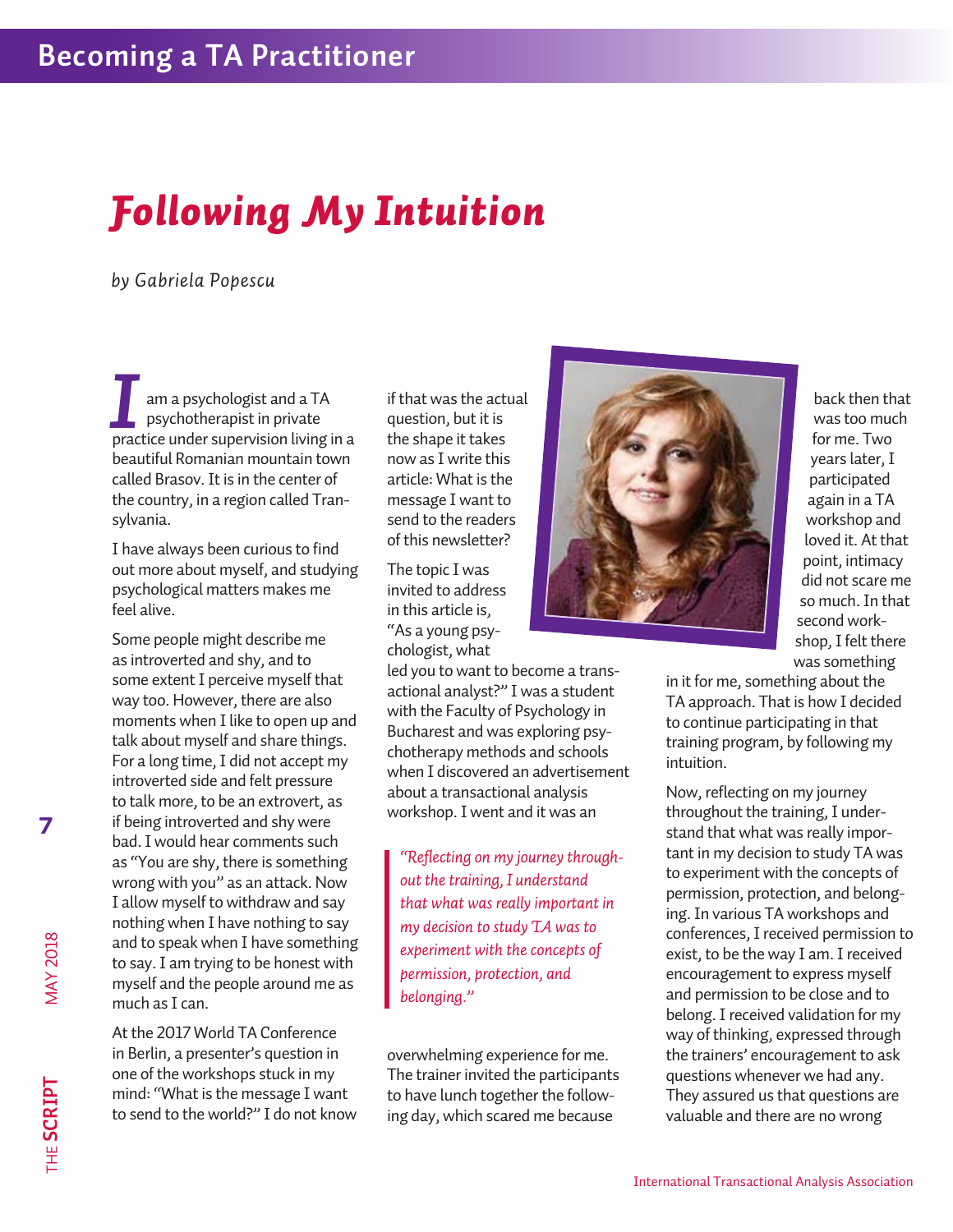# Following My Intuition

*by Gabriela Popescu*

I am a psychologist and a TA psychotherapist in private practice under supervision living in a beautiful Romanian mountain town called Brasov. It is in the center of the country, in a region called Transylvania.

I have always been curious to find out more about myself, and studying psychological matters makes me feel alive.

Some people might describe me as introverted and shy, and to some extent I perceive myself that way too. However, there are also moments when I like to open up and talk about myself and share things. For a long time, I did not accept my introverted side and felt pressure to talk more, to be an extrovert, as if being introverted and shy were bad. I would hear comments such as "You are shy, there is something wrong with you" as an attack. Now I allow myself to withdraw and say nothing when I have nothing to say and to speak when I have something to say. I am trying to be honest with myself and the people around me as much as I can.

At the 2017 World TA Conference in Berlin, a presenter's question in one of the workshops stuck in my mind: "What is the message I want to send to the world?" I do not know if that was the actual question, but it is the shape it takes now as I write this article: What is the message I want to send to the readers of this newsletter?

The topic I was invited to address in this article is, "As a young psychologist, what led you to want to become a transactional analyst?" I was a student with the Faculty of Psychology in Bucharest and was exploring psychotherapy methods and schools when I discovered an advertisement about a transactional analysis workshop. I went and it was an overwhelming experience for me. The trainer invited the participants to have lunch together the following day, which scared me because back then that was too much for me. Two years later, I participated again in a TA workshop and loved it. At that point, intimacy did not scare me so much. In that second workshop, I felt there was something in it for me, something about the TA approach. That is how I decided to continue participating in that training program, by following my intuition.

> *"Reflecting on my journey throughout the training, I understand that what was really important in my decision to study TA was to experiment with the concepts of permission, protection, and belonging."*

Now, reflecting on my journey throughout the training, I understand that what was really important in my decision to study TA was to experiment with the concepts of permission, protection, and belonging. In various TA workshops and conferences, I received permission to exist, to be the way I am. I received encouragement to express myself and permission to be close and to belong. I received validation for my way of thinking, expressed through the trainers' encouragement to ask questions whenever we had any. They assured us that questions are valuable and there are no wrong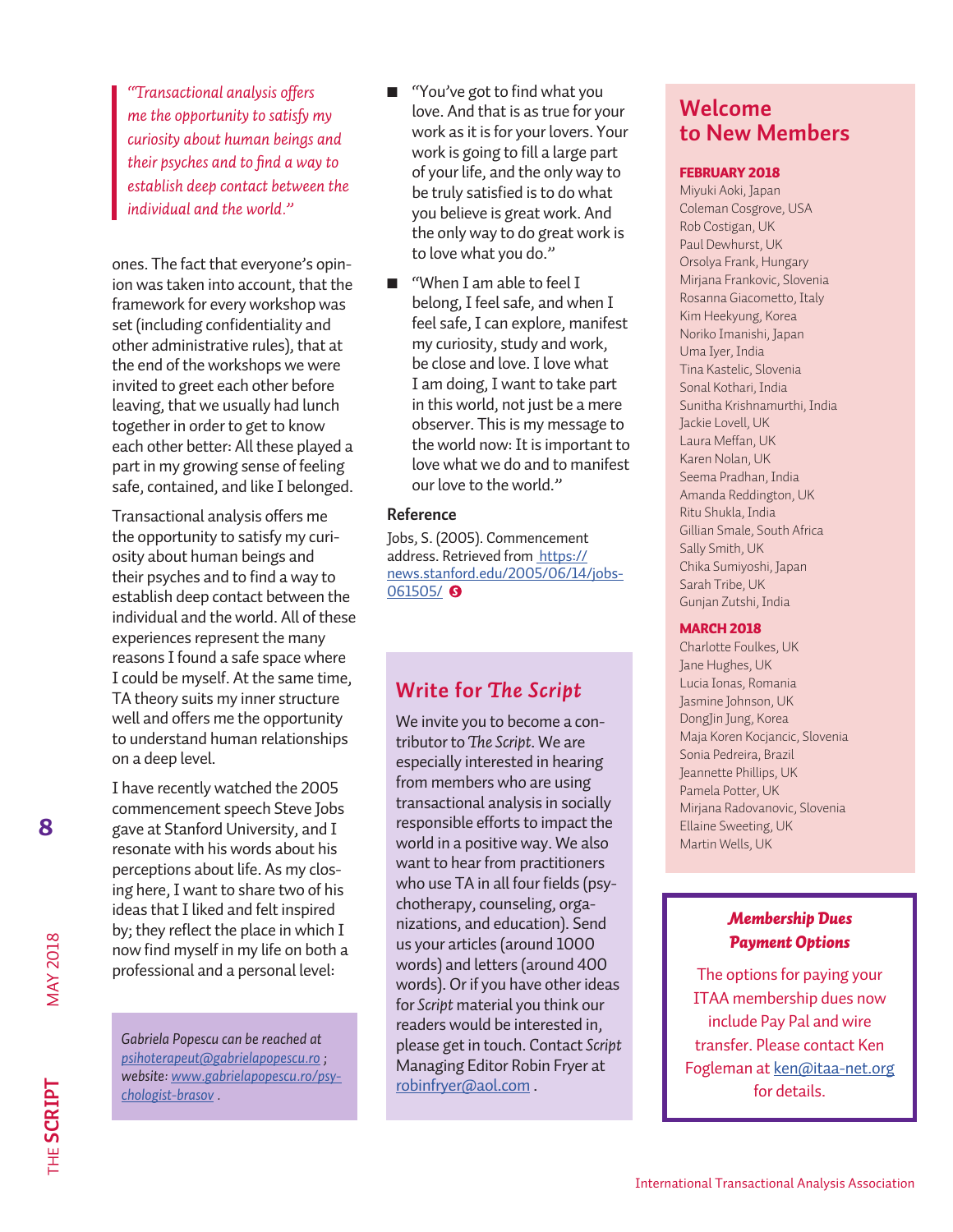> *"Transactional analysis offers me the opportunity to satisfy my curiosity about human beings and their psyches and to find a way to establish deep contact between the individual and the world."*

ones. The fact that everyone's opinion was taken into account, that the framework for every workshop was set (including confidentiality and other administrative rules), that at the end of the workshops we were invited to greet each other before leaving, that we usually had lunch together in order to get to know each other better: All these played a part in my growing sense of feeling safe, contained, and like I belonged.

Transactional analysis offers me the opportunity to satisfy my curiosity about human beings and their psyches and to find a way to establish deep contact between the individual and the world. All of these experiences represent the many reasons I found a safe space where I could be myself. At the same time, TA theory suits my inner structure well and offers me the opportunity to understand human relationships on a deep level.

I have recently watched the 2005 commencement speech Steve Jobs gave at Stanford University, and I resonate with his words about his perceptions about life. As my closing here, I want to share two of his ideas that I liked and felt inspired by; they reflect the place in which I now find myself in my life on both a professional and a personal level:

- "You've got to find what you love. And that is as true for your work as it is for your lovers. Your work is going to fill a large part of your life, and the only way to be truly satisfied is to do what you believe is great work. And the only way to do great work is to love what you do."
- "When I am able to feel I belong, I feel safe, and when I feel safe, I can explore, manifest my curiosity, study and work, be close and love. I love what I am doing, I want to take part in this world, not just be a mere observer. This is my message to the world now: It is important to love what we do and to manifest our love to the world."

**Reference**

Jobs, S. (2005). Commencement address. Retrieved from https://news.stanford.edu/2005/06/14/jobs-061505/

*Gabriela Popescu can be reached at psihoterapeut@gabrielapopescu.ro ; website: www.gabrielapopescu.ro/psychologist-brasov .*

## Write for *The Script*

We invite you to become a contributor to *The Script*. We are especially interested in hearing from members who are using transactional analysis in socially responsible efforts to impact the world in a positive way. We also want to hear from practitioners who use TA in all four fields (psychotherapy, counseling, organizations, and education). Send us your articles (around 1000 words) and letters (around 400 words). Or if you have other ideas for *Script* material you think our readers would be interested in, please get in touch. Contact *Script* Managing Editor Robin Fryer at robinfryer@aol.com .

## Welcome to New Members

**FEBRUARY 2018**

Miyuki Aoki, Japan
Coleman Cosgrove, USA
Rob Costigan, UK
Paul Dewhurst, UK
Orsolya Frank, Hungary
Mirjana Frankovic, Slovenia
Rosanna Giacometto, Italy
Kim Heekyung, Korea
Noriko Imanishi, Japan
Uma Iyer, India
Tina Kastelic, Slovenia
Sonal Kothari, India
Sunitha Krishnamurthi, India
Jackie Lovell, UK
Laura Meffan, UK
Karen Nolan, UK
Seema Pradhan, India
Amanda Reddington, UK
Ritu Shukla, India
Gillian Smale, South Africa
Sally Smith, UK
Chika Sumiyoshi, Japan
Sarah Tribe, UK
Gunjan Zutshi, India

**MARCH 2018**

Charlotte Foulkes, UK
Jane Hughes, UK
Lucia Ionas, Romania
Jasmine Johnson, UK
DongJin Jung, Korea
Maja Koren Kocjancic, Slovenia
Sonia Pedreira, Brazil
Jeannette Phillips, UK
Pamela Potter, UK
Mirjana Radovanovic, Slovenia
Ellaine Sweeting, UK
Martin Wells, UK

### *Membership Dues Payment Options*

The options for paying your ITAA membership dues now include Pay Pal and wire transfer. Please contact Ken Fogleman at ken@itaa-net.org for details.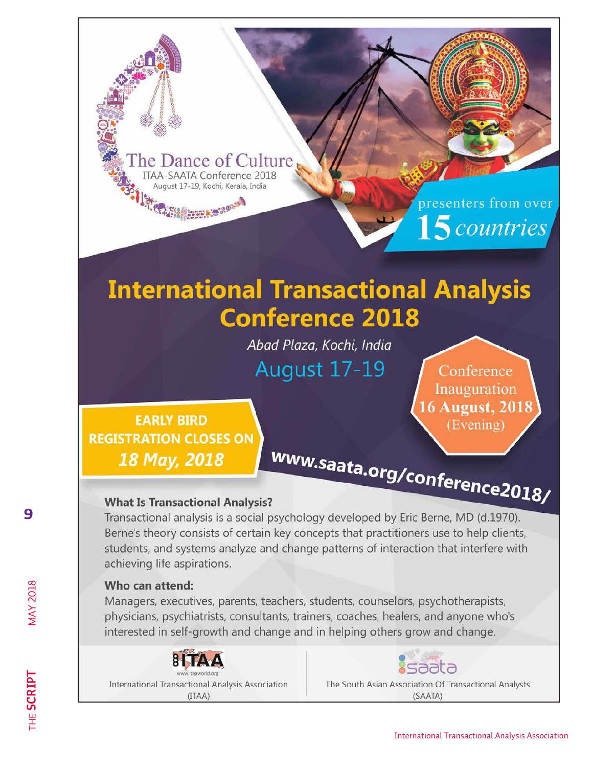The Dance of Culture
ITAA-SAATA Conference 2018
August 17-19, Kochi, Kerala, India

presenters from over
**15** *countries*

# International Transactional Analysis Conference 2018

*Abad Plaza, Kochi, India*

## August 17-19

Conference Inauguration
**16 August, 2018**
(Evening)

**EARLY BIRD REGISTRATION CLOSES ON**
***18 May, 2018***

**www.saata.org/conference2018/**

### What Is Transactional Analysis?

Transactional analysis is a social psychology developed by Eric Berne, MD (d.1970). Berne's theory consists of certain key concepts that practitioners use to help clients, students, and systems analyze and change patterns of interaction that interfere with achieving life aspirations.

### Who can attend:

Managers, executives, parents, teachers, students, counselors, psychotherapists, physicians, psychiatrists, consultants, trainers, coaches, healers, and anyone who's interested in self-growth and change and in helping others grow and change.

ITAA
www.itaaworld.org
International Transactional Analysis Association
(ITAA)

saata
The South Asian Association Of Transactional Analysts
(SAATA)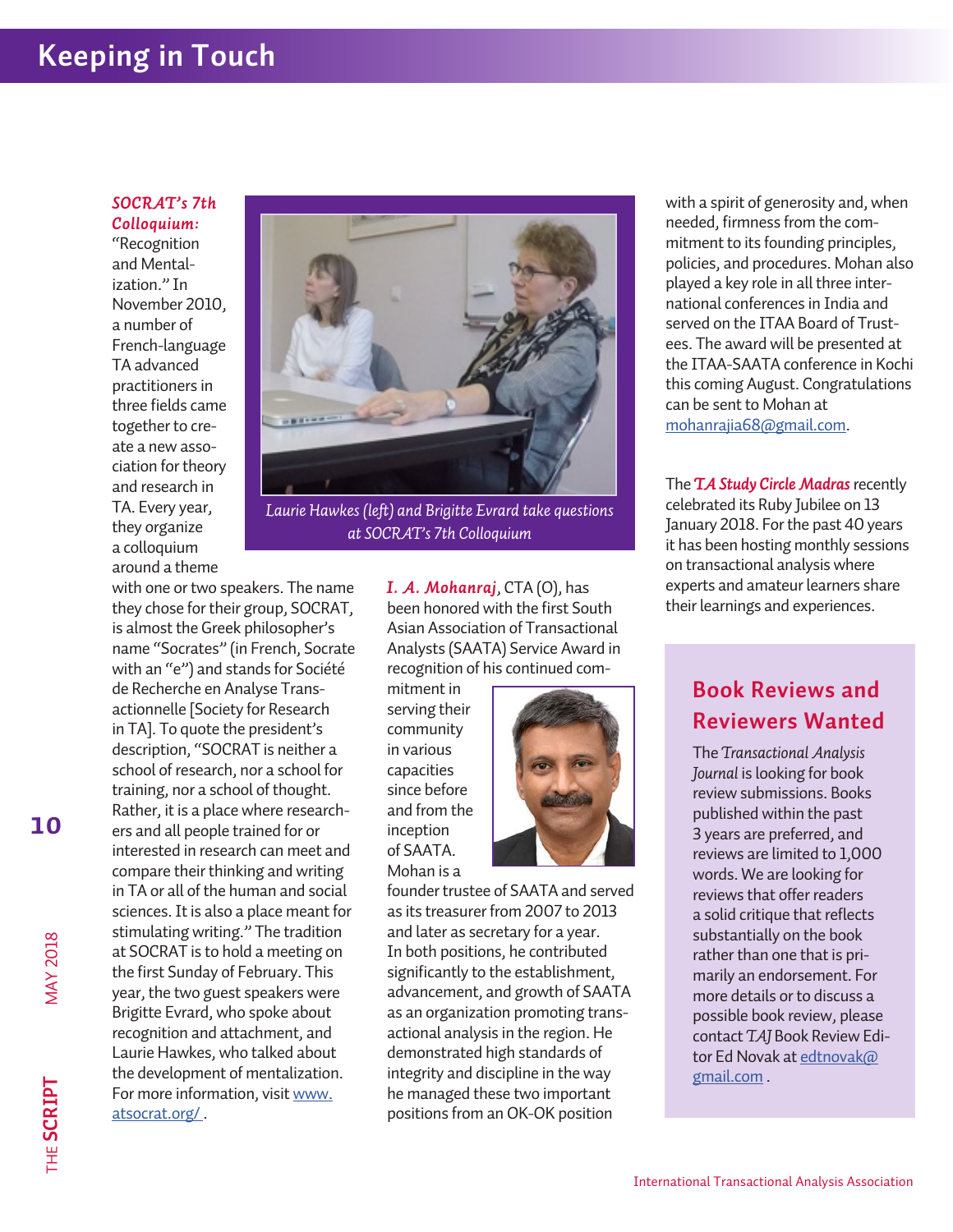# Keeping in Touch

***SOCRAT's 7th Colloquium:*** "Recognition and Mentalization." In November 2010, a number of French-language TA advanced practitioners in three fields came together to create a new association for theory and research in TA. Every year, they organize a colloquium around a theme with one or two speakers. The name they chose for their group, SOCRAT, is almost the Greek philosopher's name "Socrates" (in French, Socrate with an "e") and stands for Société de Recherche en Analyse Transactionnelle [Society for Research in TA]. To quote the president's description, "SOCRAT is neither a school of research, nor a school for training, nor a school of thought. Rather, it is a place where researchers and all people trained for or interested in research can meet and compare their thinking and writing in TA or all of the human and social sciences. It is also a place meant for stimulating writing." The tradition at SOCRAT is to hold a meeting on the first Sunday of February. This year, the two guest speakers were Brigitte Evrard, who spoke about recognition and attachment, and Laurie Hawkes, who talked about the development of mentalization. For more information, visit www.atsocrat.org/ .

*Laurie Hawkes (left) and Brigitte Evrard take questions at SOCRAT's 7th Colloquium*

***I. A. Mohanraj***, CTA (O), has been honored with the first South Asian Association of Transactional Analysts (SAATA) Service Award in recognition of his continued commitment in serving their community in various capacities since before and from the inception of SAATA. Mohan is a founder trustee of SAATA and served as its treasurer from 2007 to 2013 and later as secretary for a year. In both positions, he contributed significantly to the establishment, advancement, and growth of SAATA as an organization promoting transactional analysis in the region. He demonstrated high standards of integrity and discipline in the way he managed these two important positions from an OK-OK position with a spirit of generosity and, when needed, firmness from the commitment to its founding principles, policies, and procedures. Mohan also played a key role in all three international conferences in India and served on the ITAA Board of Trustees. The award will be presented at the ITAA-SAATA conference in Kochi this coming August. Congratulations can be sent to Mohan at mohanrajia68@gmail.com.

The ***TA Study Circle Madras*** recently celebrated its Ruby Jubilee on 13 January 2018. For the past 40 years it has been hosting monthly sessions on transactional analysis where experts and amateur learners share their learnings and experiences.

## Book Reviews and Reviewers Wanted

The *Transactional Analysis Journal* is looking for book review submissions. Books published within the past 3 years are preferred, and reviews are limited to 1,000 words. We are looking for reviews that offer readers a solid critique that reflects substantially on the book rather than one that is primarily an endorsement. For more details or to discuss a possible book review, please contact *TAJ* Book Review Editor Ed Novak at edtnovak@gmail.com .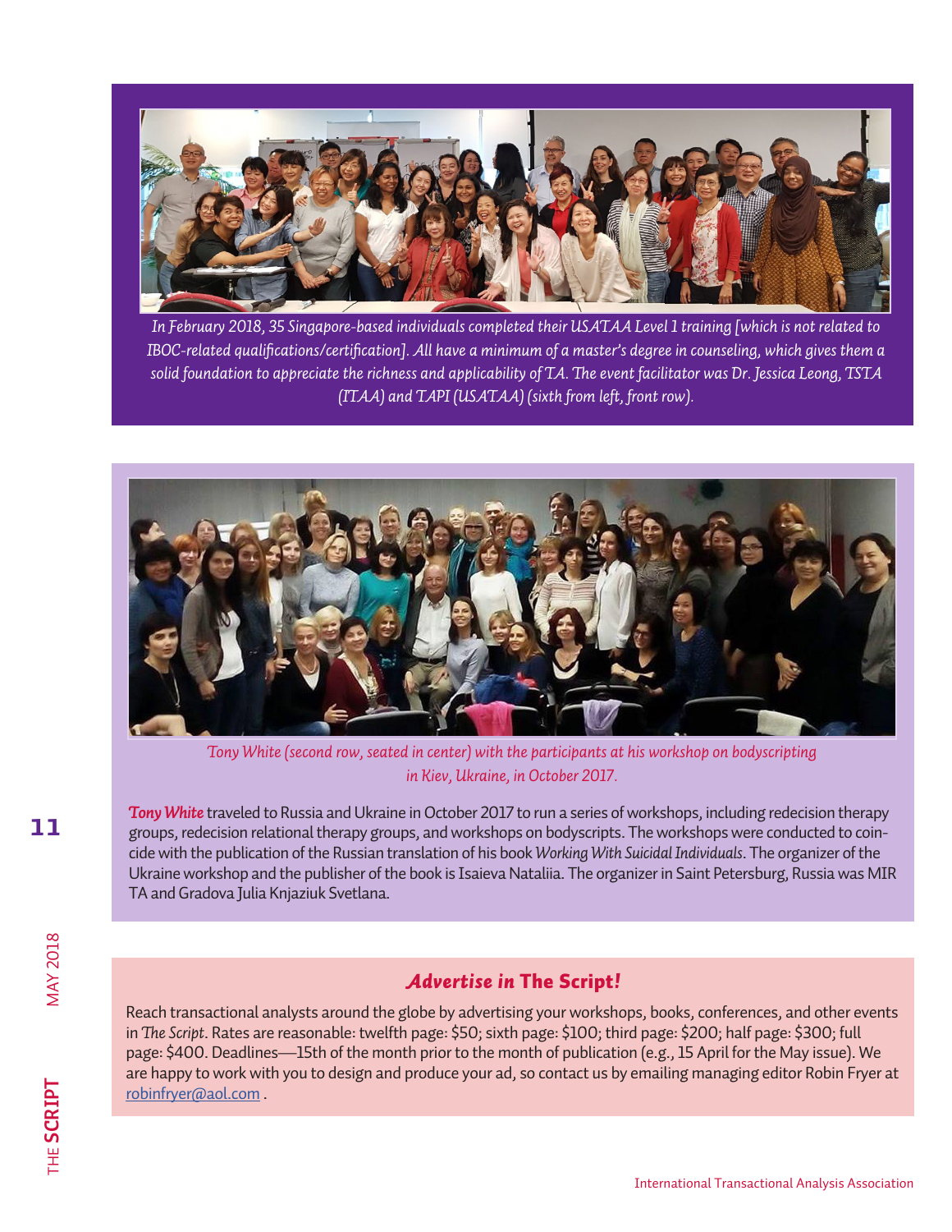*In February 2018, 35 Singapore-based individuals completed their USATAA Level 1 training [which is not related to IBOC-related qualifications/certification]. All have a minimum of a master's degree in counseling, which gives them a solid foundation to appreciate the richness and applicability of TA. The event facilitator was Dr. Jessica Leong, TSTA (ITAA) and TAPI (USATAA) (sixth from left, front row).*

*Tony White (second row, seated in center) with the participants at his workshop on bodyscripting in Kiev, Ukraine, in October 2017.*

***Tony White*** traveled to Russia and Ukraine in October 2017 to run a series of workshops, including redecision therapy groups, redecision relational therapy groups, and workshops on bodyscripts. The workshops were conducted to coincide with the publication of the Russian translation of his book *Working With Suicidal Individuals*. The organizer of the Ukraine workshop and the publisher of the book is Isaieva Nataliia. The organizer in Saint Petersburg, Russia was MIR TA and Gradova Julia Knjaziuk Svetlana.

## *Advertise in* The Script!

Reach transactional analysts around the globe by advertising your workshops, books, conferences, and other events in *The Script*. Rates are reasonable: twelfth page: $50; sixth page: $100; third page: $200; half page: $300; full page: $400. Deadlines—15th of the month prior to the month of publication (e.g., 15 April for the May issue). We are happy to work with you to design and produce your ad, so contact us by emailing managing editor Robin Fryer at robinfryer@aol.com .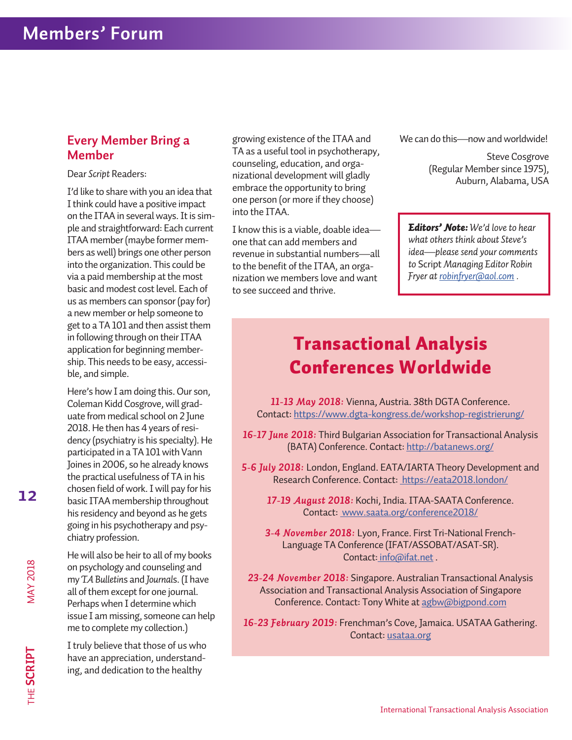# Members' Forum

## Every Member Bring a Member

Dear *Script* Readers:

I'd like to share with you an idea that I think could have a positive impact on the ITAA in several ways. It is simple and straightforward: Each current ITAA member (maybe former members as well) brings one other person into the organization. This could be via a paid membership at the most basic and modest cost level. Each of us as members can sponsor (pay for) a new member or help someone to get to a TA 101 and then assist them in following through on their ITAA application for beginning membership. This needs to be easy, accessible, and simple.

Here's how I am doing this. Our son, Coleman Kidd Cosgrove, will graduate from medical school on 2 June 2018. He then has 4 years of residency (psychiatry is his specialty). He participated in a TA 101 with Vann Joines in 2006, so he already knows the practical usefulness of TA in his chosen field of work. I will pay for his basic ITAA membership throughout his residency and beyond as he gets going in his psychotherapy and psychiatry profession.

He will also be heir to all of my books on psychology and counseling and my *TA Bulletins* and *Journals*. (I have all of them except for one journal. Perhaps when I determine which issue I am missing, someone can help me to complete my collection.)

I truly believe that those of us who have an appreciation, understanding, and dedication to the healthy growing existence of the ITAA and TA as a useful tool in psychotherapy, counseling, education, and organizational development will gladly embrace the opportunity to bring one person (or more if they choose) into the ITAA.

I know this is a viable, doable idea—one that can add members and revenue in substantial numbers—all to the benefit of the ITAA, an organization we members love and want to see succeed and thrive.

We can do this—now and worldwide!

Steve Cosgrove
(Regular Member since 1975),
Auburn, Alabama, USA

***Editors' Note:*** *We'd love to hear what others think about Steve's idea—please send your comments to* Script *Managing Editor Robin Fryer at* robinfryer@aol.com .

## Transactional Analysis Conferences Worldwide

***11-13 May 2018:*** Vienna, Austria. 38th DGTA Conference. Contact: https://www.dgta-kongress.de/workshop-registrierung/

***16-17 June 2018:*** Third Bulgarian Association for Transactional Analysis (BATA) Conference. Contact: http://batanews.org/

***5-6 July 2018:*** London, England. EATA/IARTA Theory Development and Research Conference. Contact: https://eata2018.london/

***17-19 August 2018:*** Kochi, India. ITAA-SAATA Conference. Contact: www.saata.org/conference2018/

***3-4 November 2018:*** Lyon, France. First Tri-National French-Language TA Conference (IFAT/ASSOBAT/ASAT-SR). Contact: info@ifat.net .

***23-24 November 2018:*** Singapore. Australian Transactional Analysis Association and Transactional Analysis Association of Singapore Conference. Contact: Tony White at agbw@bigpond.com

***16-23 February 2019:*** Frenchman's Cove, Jamaica. USATAA Gathering. Contact: usataa.org